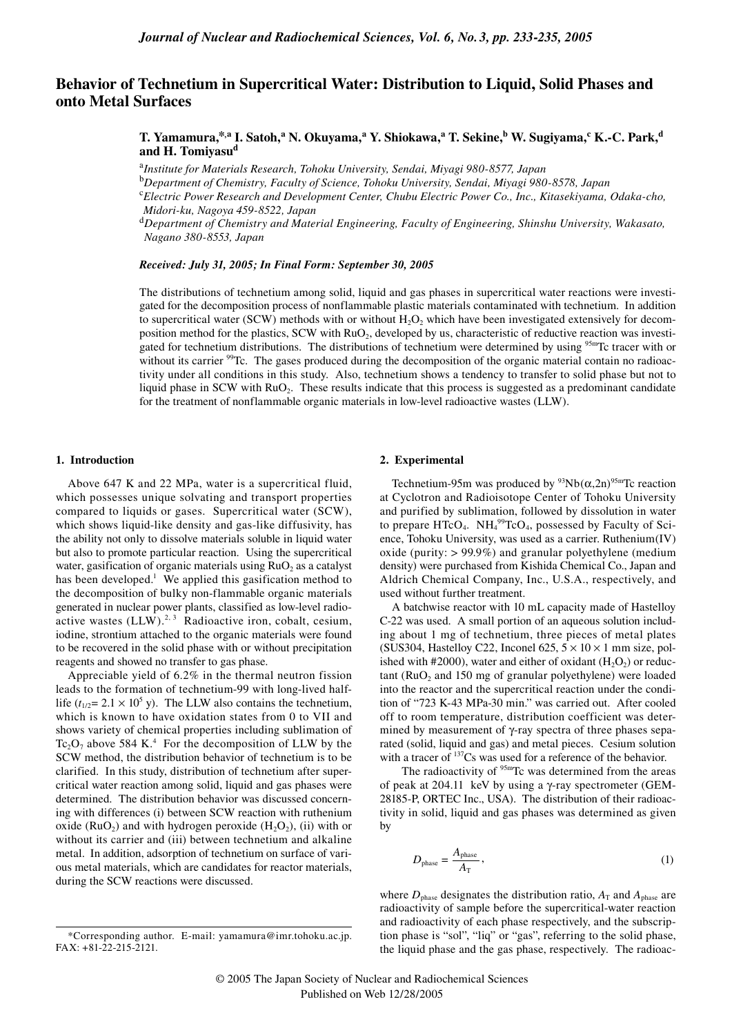# Behavior of Technetium in Supercritical Water: Distribution to Liquid, Solid Phases and onto Metal Surfaces

**T. Yamamura,*[,a] I. Satoh,[a] N. Okuyama,[a] Y. Shiokawa,[a] T. Sekine,[b] W. Sugiyama,[c] K.-C. Park,[d] and H. Tomiyasu[d]**

[a]*Institute for Materials Research, Tohoku University, Sendai, Miyagi 980-8577, Japan*
[b]*Department of Chemistry, Faculty of Science, Tohoku University, Sendai, Miyagi 980-8578, Japan*
[c]*Electric Power Research and Development Center, Chubu Electric Power Co., Inc., Kitasekiyama, Odaka-cho, Midori-ku, Nagoya 459-8522, Japan*
[d]*Department of Chemistry and Material Engineering, Faculty of Engineering, Shinshu University, Wakasato, Nagano 380-8553, Japan*

***Received: July 31, 2005; In Final Form: September 30, 2005***

The distributions of technetium among solid, liquid and gas phases in supercritical water reactions were investigated for the decomposition process of nonflammable plastic materials contaminated with technetium. In addition to supercritical water (SCW) methods with or without $H_2O_2$ which have been investigated extensively for decomposition method for the plastics, SCW with $RuO_2$, developed by us, characteristic of reductive reaction was investigated for technetium distributions. The distributions of technetium were determined by using $^{95m}$Tc tracer with or without its carrier $^{99}$Tc. The gases produced during the decomposition of the organic material contain no radioactivity under all conditions in this study. Also, technetium shows a tendency to transfer to solid phase but not to liquid phase in SCW with $RuO_2$. These results indicate that this process is suggested as a predominant candidate for the treatment of nonflammable organic materials in low-level radioactive wastes (LLW).

## 1. Introduction

Above 647 K and 22 MPa, water is a supercritical fluid, which possesses unique solvating and transport properties compared to liquids or gases. Supercritical water (SCW), which shows liquid-like density and gas-like diffusivity, has the ability not only to dissolve materials soluble in liquid water but also to promote particular reaction. Using the supercritical water, gasification of organic materials using $RuO_2$ as a catalyst has been developed.[1] We applied this gasification method to the decomposition of bulky non-flammable organic materials generated in nuclear power plants, classified as low-level radioactive wastes (LLW).[2, 3] Radioactive iron, cobalt, cesium, iodine, strontium attached to the organic materials were found to be recovered in the solid phase with or without precipitation reagents and showed no transfer to gas phase.

Appreciable yield of 6.2% in the thermal neutron fission leads to the formation of technetium-99 with long-lived half-life ($t_{1/2}$= $2.1 \times 10^5$ y). The LLW also contains the technetium, which is known to have oxidation states from 0 to VII and shows variety of chemical properties including sublimation of $Tc_2O_7$ above 584 K.[4] For the decomposition of LLW by the SCW method, the distribution behavior of technetium is to be clarified. In this study, distribution of technetium after supercritical water reaction among solid, liquid and gas phases were determined. The distribution behavior was discussed concerning with differences (i) between SCW reaction with ruthenium oxide ($RuO_2$) and with hydrogen peroxide ($H_2O_2$), (ii) with or without its carrier and (iii) between technetium and alkaline metal. In addition, adsorption of technetium on surface of various metal materials, which are candidates for reactor materials, during the SCW reactions were discussed.

*Corresponding author. E-mail: yamamura@imr.tohoku.ac.jp. FAX: +81-22-215-2121.

## 2. Experimental

Technetium-95m was produced by $^{93}$Nb($\alpha$,2n)$^{95m}$Tc reaction at Cyclotron and Radioisotope Center of Tohoku University and purified by sublimation, followed by dissolution in water to prepare $HTcO_4$. $NH_4{}^{99}TcO_4$, possessed by Faculty of Science, Tohoku University, was used as a carrier. Ruthenium(IV) oxide (purity: > 99.9%) and granular polyethylene (medium density) were purchased from Kishida Chemical Co., Japan and Aldrich Chemical Company, Inc., U.S.A., respectively, and used without further treatment.

A batchwise reactor with 10 mL capacity made of Hastelloy C-22 was used. A small portion of an aqueous solution including about 1 mg of technetium, three pieces of metal plates (SUS304, Hastelloy C22, Inconel 625, $5 \times 10 \times 1$ mm size, polished with #2000), water and either of oxidant ($H_2O_2$) or reductant ($RuO_2$ and 150 mg of granular polyethylene) were loaded into the reactor and the supercritical reaction under the condition of "723 K-43 MPa-30 min." was carried out. After cooled off to room temperature, distribution coefficient was determined by measurement of γ-ray spectra of three phases separated (solid, liquid and gas) and metal pieces. Cesium solution with a tracer of $^{137}$Cs was used for a reference of the behavior.

The radioactivity of $^{95m}$Tc was determined from the areas of peak at 204.11 keV by using a γ-ray spectrometer (GEM-28185-P, ORTEC Inc., USA). The distribution of their radioactivity in solid, liquid and gas phases was determined as given by

$$D_{\text{phase}} = \frac{A_{\text{phase}}}{A_{\text{T}}}, \tag{1}$$

where $D_{\text{phase}}$ designates the distribution ratio, $A_{\text{T}}$ and $A_{\text{phase}}$ are radioactivity of sample before the supercritical-water reaction and radioactivity of each phase respectively, and the subscription phase is "sol", "liq" or "gas", referring to the solid phase, the liquid phase and the gas phase, respectively. The radioac-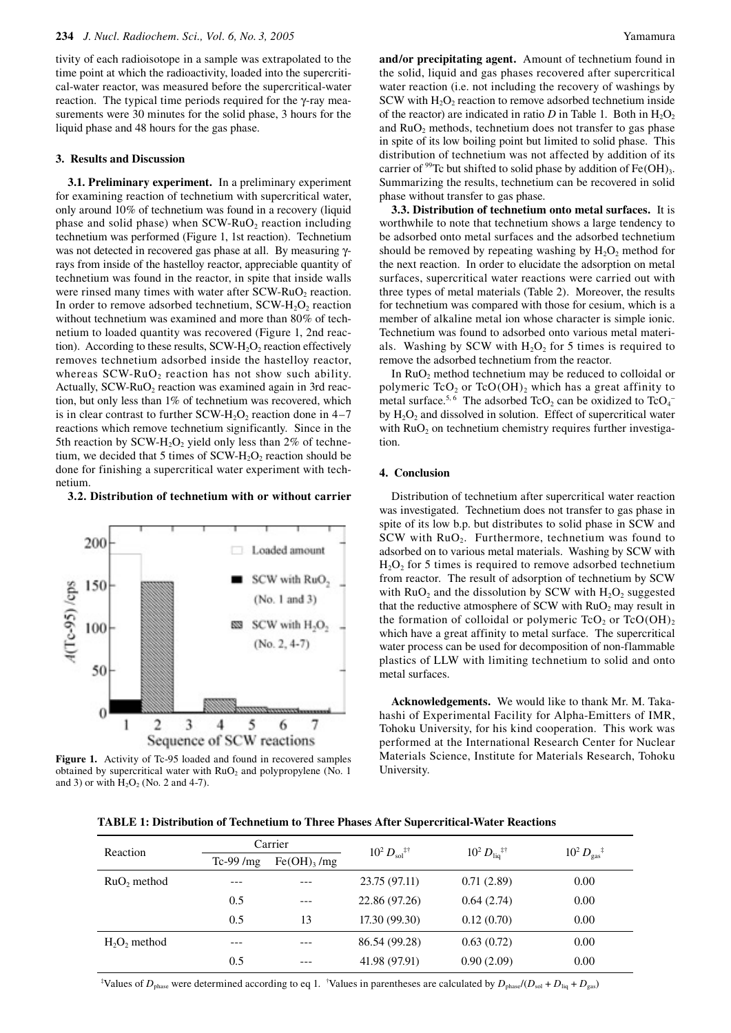tivity of each radioisotope in a sample was extrapolated to the time point at which the radioactivity, loaded into the supercritical-water reactor, was measured before the supercritical-water reaction. The typical time periods required for the γ-ray measurements were 30 minutes for the solid phase, 3 hours for the liquid phase and 48 hours for the gas phase.

### 3. Results and Discussion

**3.1. Preliminary experiment.** In a preliminary experiment for examining reaction of technetium with supercritical water, only around 10% of technetium was found in a recovery (liquid phase and solid phase) when SCW-$RuO_2$ reaction including technetium was performed (Figure 1, 1st reaction). Technetium was not detected in recovered gas phase at all. By measuring γ-rays from inside of the hastelloy reactor, appreciable quantity of technetium was found in the reactor, in spite that inside walls were rinsed many times with water after SCW-$RuO_2$ reaction. In order to remove adsorbed technetium, SCW-$H_2O_2$ reaction without technetium was examined and more than 80% of technetium to loaded quantity was recovered (Figure 1, 2nd reaction). According to these results, SCW-$H_2O_2$ reaction effectively removes technetium adsorbed inside the hastelloy reactor, whereas SCW-$RuO_2$ reaction has not show such ability. Actually, SCW-$RuO_2$ reaction was examined again in 3rd reaction, but only less than 1% of technetium was recovered, which is in clear contrast to further SCW-$H_2O_2$ reaction done in 4–7 reactions which remove technetium significantly. Since in the 5th reaction by SCW-$H_2O_2$ yield only less than 2% of technetium, we decided that 5 times of SCW-$H_2O_2$ reaction should be done for finishing a supercritical water experiment with technetium.

**3.2. Distribution of technetium with or without carrier and/or precipitating agent.** Amount of technetium found in the solid, liquid and gas phases recovered after supercritical water reaction (i.e. not including the recovery of washings by SCW with $H_2O_2$ reaction to remove adsorbed technetium inside of the reactor) are indicated in ratio $D$ in Table 1. Both in $H_2O_2$ and $RuO_2$ methods, technetium does not transfer to gas phase in spite of its low boiling point but limited to solid phase. This distribution of technetium was not affected by addition of its carrier of $^{99}$Tc but shifted to solid phase by addition of $Fe(OH)_3$. Summarizing the results, technetium can be recovered in solid phase without transfer to gas phase.

**Figure 1.** Activity of Tc-95 loaded and found in recovered samples obtained by supercritical water with $RuO_2$ and polypropylene (No. 1 and 3) or with $H_2O_2$ (No. 2 and 4-7).

**3.3. Distribution of technetium onto metal surfaces.** It is worthwhile to note that technetium shows a large tendency to be adsorbed onto metal surfaces and the adsorbed technetium should be removed by repeating washing by $H_2O_2$ method for the next reaction. In order to elucidate the adsorption on metal surfaces, supercritical water reactions were carried out with three types of metal materials (Table 2). Moreover, the results for technetium was compared with those for cesium, which is a member of alkaline metal ion whose character is simple ionic. Technetium was found to adsorbed onto various metal materials. Washing by SCW with $H_2O_2$ for 5 times is required to remove the adsorbed technetium from the reactor.

In $RuO_2$ method technetium may be reduced to colloidal or polymeric $TcO_2$ or $TcO(OH)_2$ which has a great affinity to metal surface.[5,6] The adsorbed $TcO_2$ can be oxidized to $TcO_4^-$ by $H_2O_2$ and dissolved in solution. Effect of supercritical water with $RuO_2$ on technetium chemistry requires further investigation.

### 4. Conclusion

Distribution of technetium after supercritical water reaction was investigated. Technetium does not transfer to gas phase in spite of its low b.p. but distributes to solid phase in SCW and SCW with $RuO_2$. Furthermore, technetium was found to adsorbed on to various metal materials. Washing by SCW with $H_2O_2$ for 5 times is required to remove adsorbed technetium from reactor. The result of adsorption of technetium by SCW with $RuO_2$ and the dissolution by SCW with $H_2O_2$ suggested that the reductive atmosphere of SCW with $RuO_2$ may result in the formation of colloidal or polymeric $TcO_2$ or $TcO(OH)_2$ which have a great affinity to metal surface. The supercritical water process can be used for decomposition of non-flammable plastics of LLW with limiting technetium to solid and onto metal surfaces.

**Acknowledgements.** We would like to thank Mr. M. Takahashi of Experimental Facility for Alpha-Emitters of IMR, Tohoku University, for his kind cooperation. This work was performed at the International Research Center for Nuclear Materials Science, Institute for Materials Research, Tohoku University.

**TABLE 1: Distribution of Technetium to Three Phases After Supercritical-Water Reactions**

| Reaction | Carrier | | $10^2\ D_{sol}$ ‡† | $10^2\ D_{liq}$ ‡† | $10^2\ D_{gas}$ ‡ |
|---|---|---|---|---|---|
| | Tc-99 /mg | $Fe(OH)_3$ /mg | | | |
| $RuO_2$ method | --- | --- | 23.75 (97.11) | 0.71 (2.89) | 0.00 |
| | 0.5 | --- | 22.86 (97.26) | 0.64 (2.74) | 0.00 |
| | 0.5 | 13 | 17.30 (99.30) | 0.12 (0.70) | 0.00 |
| $H_2O_2$ method | --- | --- | 86.54 (99.28) | 0.63 (0.72) | 0.00 |
| | 0.5 | --- | 41.98 (97.91) | 0.90 (2.09) | 0.00 |

‡Values of $D_{phase}$ were determined according to eq 1. †Values in parentheses are calculated by $D_{phase}/(D_{sol} + D_{liq} + D_{gas})$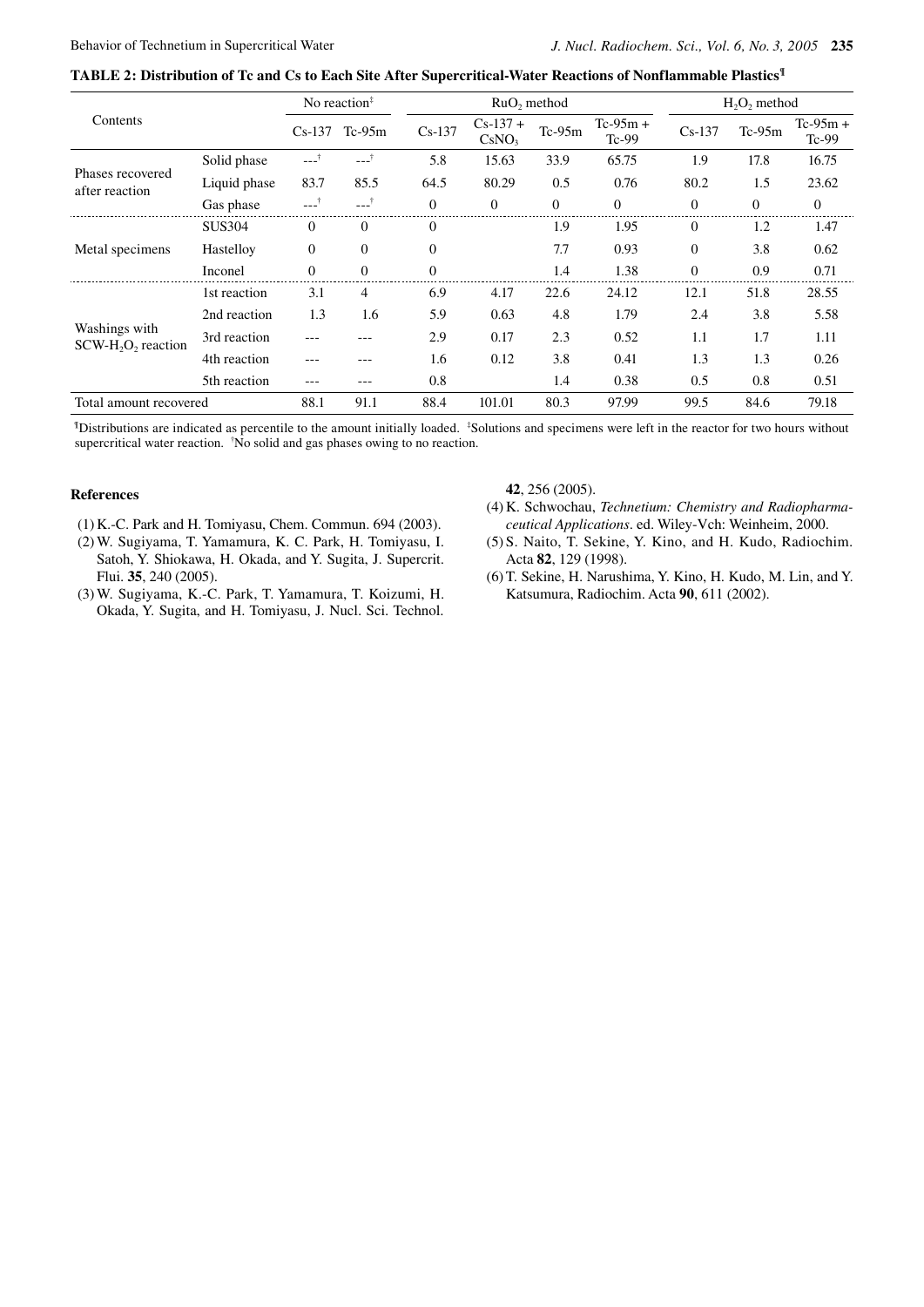**TABLE 2: Distribution of Tc and Cs to Each Site After Supercritical-Water Reactions of Nonflammable Plastics¶**

| Contents | | No reaction‡ | | $RuO_2$ method | | | | $H_2O_2$ method | | |
|---|---|---|---|---|---|---|---|---|---|---|
| | | Cs-137 | Tc-95m | Cs-137 | Cs-137 + $CsNO_3$ | Tc-95m | Tc-95m + Tc-99 | Cs-137 | Tc-95m | Tc-95m + Tc-99 |
| Phases recovered after reaction | Solid phase | ---† | ---† | 5.8 | 15.63 | 33.9 | 65.75 | 1.9 | 17.8 | 16.75 |
| | Liquid phase | 83.7 | 85.5 | 64.5 | 80.29 | 0.5 | 0.76 | 80.2 | 1.5 | 23.62 |
| | Gas phase | ---† | ---† | 0 | 0 | 0 | 0 | 0 | 0 | 0 |
| Metal specimens | SUS304 | 0 | 0 | 0 | | 1.9 | 1.95 | 0 | 1.2 | 1.47 |
| | Hastelloy | 0 | 0 | 0 | | 7.7 | 0.93 | 0 | 3.8 | 0.62 |
| | Inconel | 0 | 0 | 0 | | 1.4 | 1.38 | 0 | 0.9 | 0.71 |
| Washings with SCW-$H_2O_2$ reaction | 1st reaction | 3.1 | 4 | 6.9 | 4.17 | 22.6 | 24.12 | 12.1 | 51.8 | 28.55 |
| | 2nd reaction | 1.3 | 1.6 | 5.9 | 0.63 | 4.8 | 1.79 | 2.4 | 3.8 | 5.58 |
| | 3rd reaction | --- | --- | 2.9 | 0.17 | 2.3 | 0.52 | 1.1 | 1.7 | 1.11 |
| | 4th reaction | --- | --- | 1.6 | 0.12 | 3.8 | 0.41 | 1.3 | 1.3 | 0.26 |
| | 5th reaction | --- | --- | 0.8 | | 1.4 | 0.38 | 0.5 | 0.8 | 0.51 |
| Total amount recovered | | 88.1 | 91.1 | 88.4 | 101.01 | 80.3 | 97.99 | 99.5 | 84.6 | 79.18 |

¶Distributions are indicated as percentile to the amount initially loaded. ‡Solutions and specimens were left in the reactor for two hours without supercritical water reaction. †No solid and gas phases owing to no reaction.

## References

(1) K.-C. Park and H. Tomiyasu, Chem. Commun. 694 (2003).
(2) W. Sugiyama, T. Yamamura, K. C. Park, H. Tomiyasu, I. Satoh, Y. Shiokawa, H. Okada, and Y. Sugita, J. Supercrit. Flui. **35**, 240 (2005).
(3) W. Sugiyama, K.-C. Park, T. Yamamura, T. Koizumi, H. Okada, Y. Sugita, and H. Tomiyasu, J. Nucl. Sci. Technol. **42**, 256 (2005).
(4) K. Schwochau, *Technetium: Chemistry and Radiopharmaceutical Applications*. ed. Wiley-Vch: Weinheim, 2000.
(5) S. Naito, T. Sekine, Y. Kino, and H. Kudo, Radiochim. Acta **82**, 129 (1998).
(6) T. Sekine, H. Narushima, Y. Kino, H. Kudo, M. Lin, and Y. Katsumura, Radiochim. Acta **90**, 611 (2002).